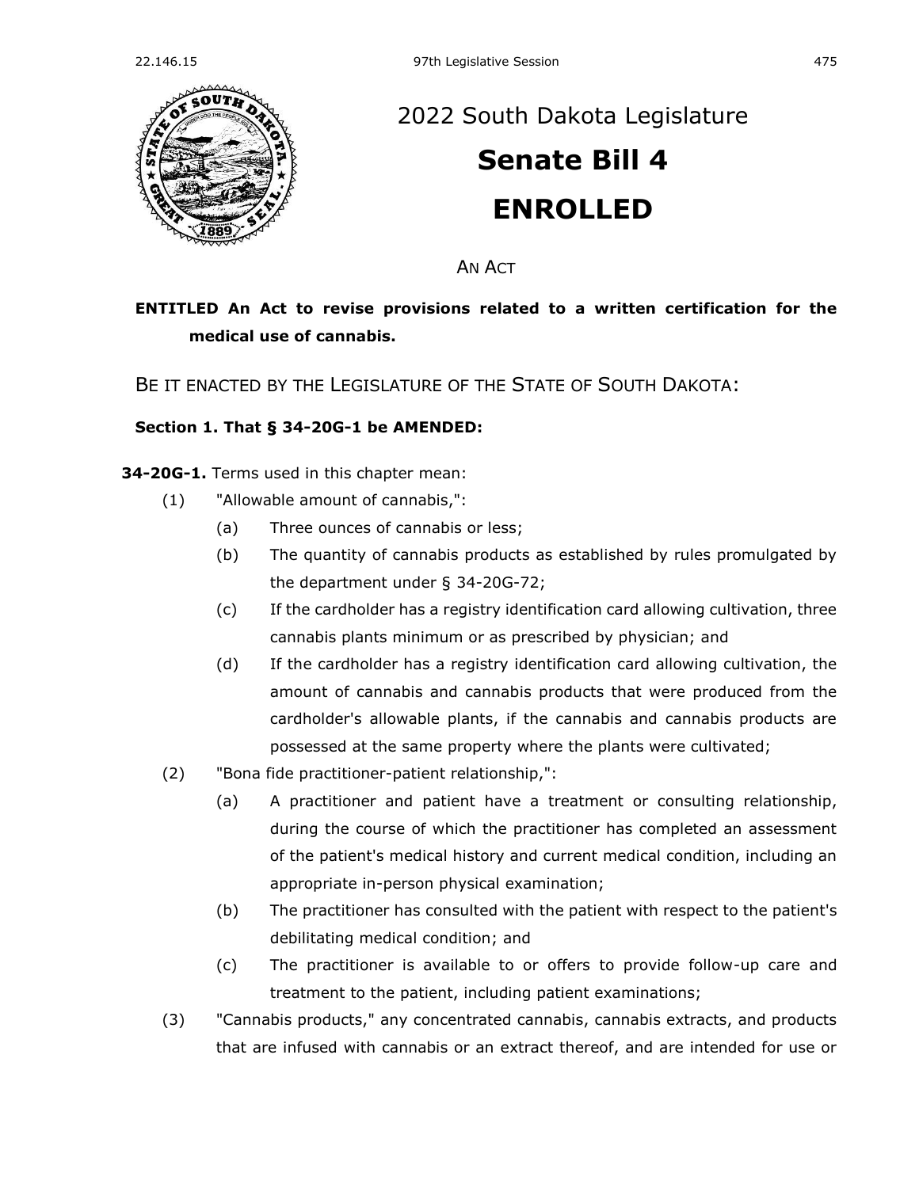# 2022 South Dakota Legislature

# Senate Bill 4

# ENROLLED

AN ACT

**ENTITLED An Act to revise provisions related to a written certification for the medical use of cannabis.**

BE IT ENACTED BY THE LEGISLATURE OF THE STATE OF SOUTH DAKOTA:

**Section 1. That § 34-20G-1 be AMENDED:**

**34-20G-1.** Terms used in this chapter mean:

(1) "Allowable amount of cannabis,":

(a) Three ounces of cannabis or less;

(b) The quantity of cannabis products as established by rules promulgated by the department under § 34-20G-72;

(c) If the cardholder has a registry identification card allowing cultivation, three cannabis plants minimum or as prescribed by physician; and

(d) If the cardholder has a registry identification card allowing cultivation, the amount of cannabis and cannabis products that were produced from the cardholder's allowable plants, if the cannabis and cannabis products are possessed at the same property where the plants were cultivated;

(2) "Bona fide practitioner-patient relationship,":

(a) A practitioner and patient have a treatment or consulting relationship, during the course of which the practitioner has completed an assessment of the patient's medical history and current medical condition, including an appropriate in-person physical examination;

(b) The practitioner has consulted with the patient with respect to the patient's debilitating medical condition; and

(c) The practitioner is available to or offers to provide follow-up care and treatment to the patient, including patient examinations;

(3) "Cannabis products," any concentrated cannabis, cannabis extracts, and products that are infused with cannabis or an extract thereof, and are intended for use or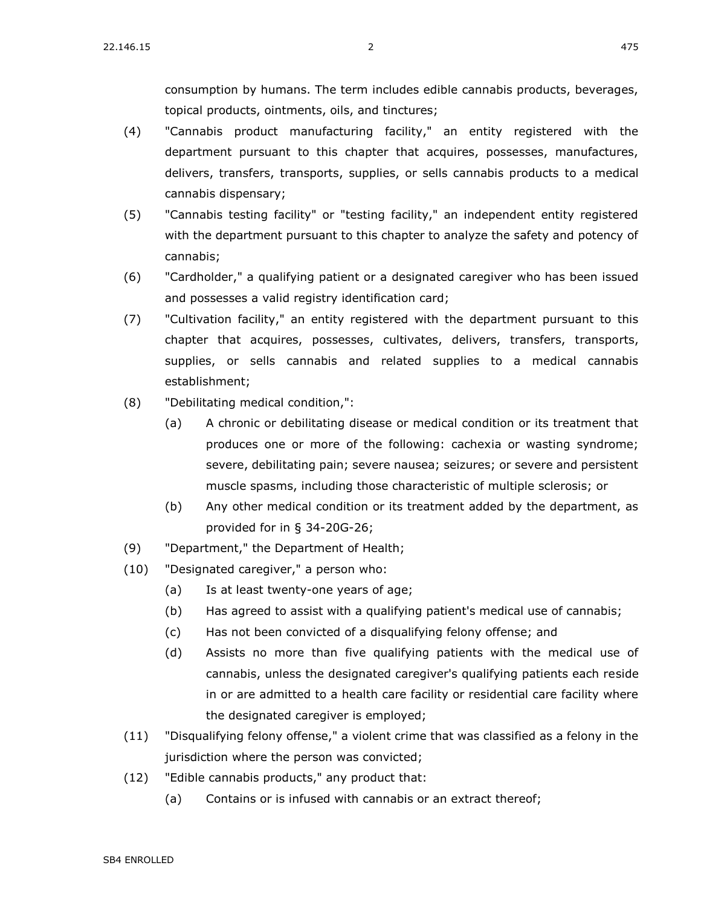consumption by humans. The term includes edible cannabis products, beverages, topical products, ointments, oils, and tinctures;

(4) "Cannabis product manufacturing facility," an entity registered with the department pursuant to this chapter that acquires, possesses, manufactures, delivers, transfers, transports, supplies, or sells cannabis products to a medical cannabis dispensary;

(5) "Cannabis testing facility" or "testing facility," an independent entity registered with the department pursuant to this chapter to analyze the safety and potency of cannabis;

(6) "Cardholder," a qualifying patient or a designated caregiver who has been issued and possesses a valid registry identification card;

(7) "Cultivation facility," an entity registered with the department pursuant to this chapter that acquires, possesses, cultivates, delivers, transfers, transports, supplies, or sells cannabis and related supplies to a medical cannabis establishment;

(8) "Debilitating medical condition,":

  (a) A chronic or debilitating disease or medical condition or its treatment that produces one or more of the following: cachexia or wasting syndrome; severe, debilitating pain; severe nausea; seizures; or severe and persistent muscle spasms, including those characteristic of multiple sclerosis; or

  (b) Any other medical condition or its treatment added by the department, as provided for in § 34-20G-26;

(9) "Department," the Department of Health;

(10) "Designated caregiver," a person who:

  (a) Is at least twenty-one years of age;

  (b) Has agreed to assist with a qualifying patient's medical use of cannabis;

  (c) Has not been convicted of a disqualifying felony offense; and

  (d) Assists no more than five qualifying patients with the medical use of cannabis, unless the designated caregiver's qualifying patients each reside in or are admitted to a health care facility or residential care facility where the designated caregiver is employed;

(11) "Disqualifying felony offense," a violent crime that was classified as a felony in the jurisdiction where the person was convicted;

(12) "Edible cannabis products," any product that:

  (a) Contains or is infused with cannabis or an extract thereof;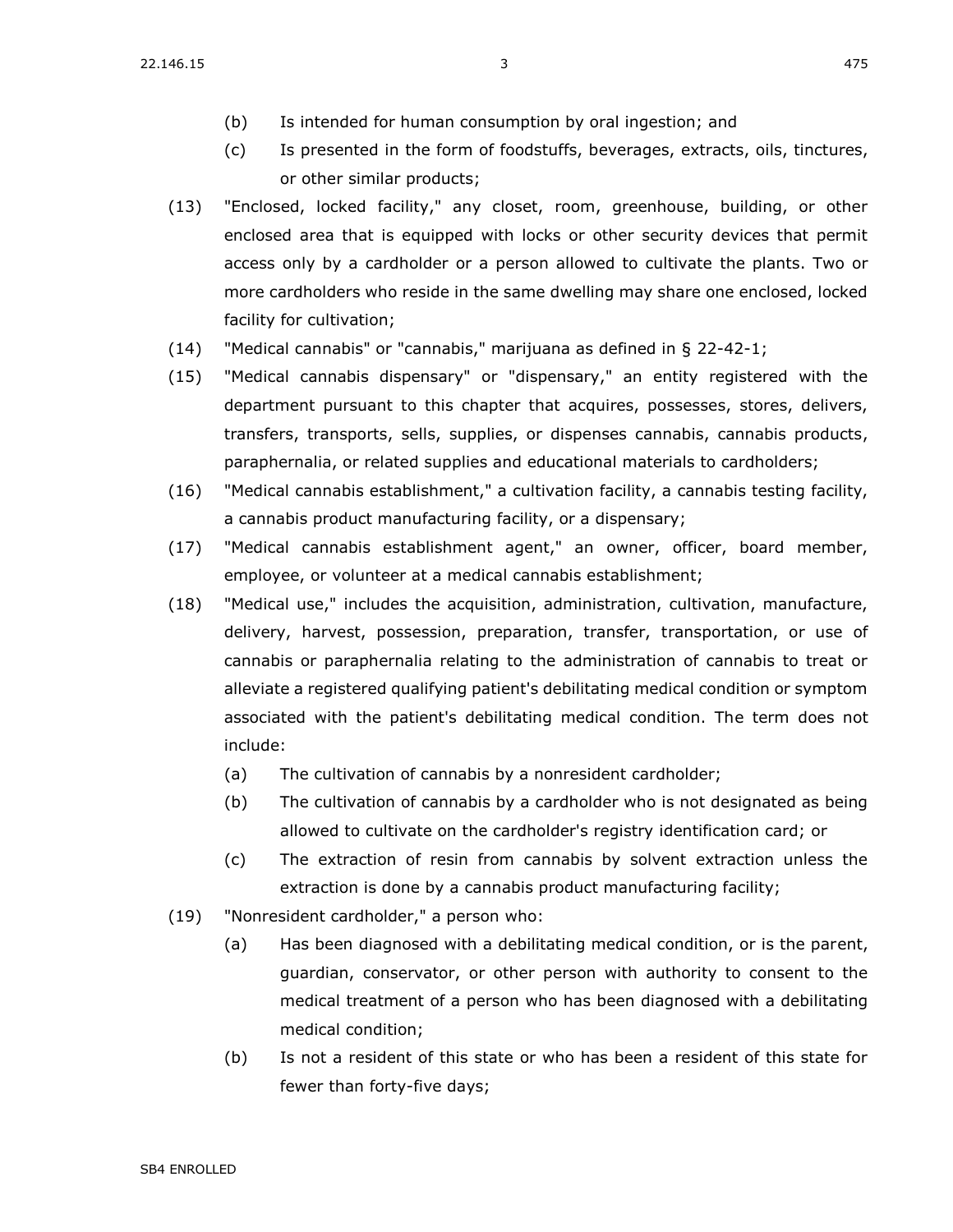(b) Is intended for human consumption by oral ingestion; and

(c) Is presented in the form of foodstuffs, beverages, extracts, oils, tinctures, or other similar products;

(13) "Enclosed, locked facility," any closet, room, greenhouse, building, or other enclosed area that is equipped with locks or other security devices that permit access only by a cardholder or a person allowed to cultivate the plants. Two or more cardholders who reside in the same dwelling may share one enclosed, locked facility for cultivation;

(14) "Medical cannabis" or "cannabis," marijuana as defined in § 22-42-1;

(15) "Medical cannabis dispensary" or "dispensary," an entity registered with the department pursuant to this chapter that acquires, possesses, stores, delivers, transfers, transports, sells, supplies, or dispenses cannabis, cannabis products, paraphernalia, or related supplies and educational materials to cardholders;

(16) "Medical cannabis establishment," a cultivation facility, a cannabis testing facility, a cannabis product manufacturing facility, or a dispensary;

(17) "Medical cannabis establishment agent," an owner, officer, board member, employee, or volunteer at a medical cannabis establishment;

(18) "Medical use," includes the acquisition, administration, cultivation, manufacture, delivery, harvest, possession, preparation, transfer, transportation, or use of cannabis or paraphernalia relating to the administration of cannabis to treat or alleviate a registered qualifying patient's debilitating medical condition or symptom associated with the patient's debilitating medical condition. The term does not include:

(a) The cultivation of cannabis by a nonresident cardholder;

(b) The cultivation of cannabis by a cardholder who is not designated as being allowed to cultivate on the cardholder's registry identification card; or

(c) The extraction of resin from cannabis by solvent extraction unless the extraction is done by a cannabis product manufacturing facility;

(19) "Nonresident cardholder," a person who:

(a) Has been diagnosed with a debilitating medical condition, or is the parent, guardian, conservator, or other person with authority to consent to the medical treatment of a person who has been diagnosed with a debilitating medical condition;

(b) Is not a resident of this state or who has been a resident of this state for fewer than forty-five days;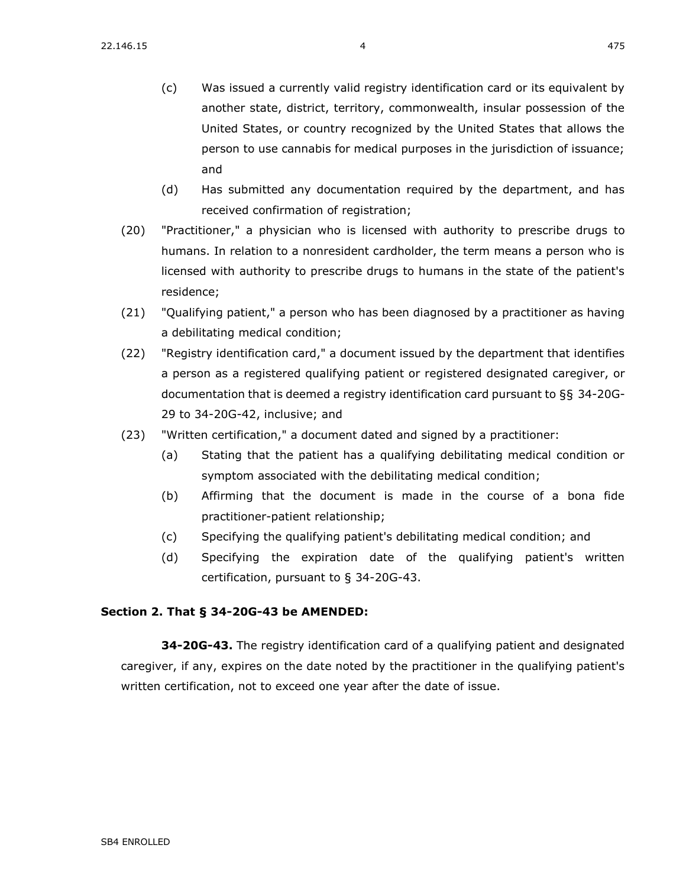(c) Was issued a currently valid registry identification card or its equivalent by another state, district, territory, commonwealth, insular possession of the United States, or country recognized by the United States that allows the person to use cannabis for medical purposes in the jurisdiction of issuance; and

(d) Has submitted any documentation required by the department, and has received confirmation of registration;

(20) "Practitioner," a physician who is licensed with authority to prescribe drugs to humans. In relation to a nonresident cardholder, the term means a person who is licensed with authority to prescribe drugs to humans in the state of the patient's residence;

(21) "Qualifying patient," a person who has been diagnosed by a practitioner as having a debilitating medical condition;

(22) "Registry identification card," a document issued by the department that identifies a person as a registered qualifying patient or registered designated caregiver, or documentation that is deemed a registry identification card pursuant to §§ 34-20G-29 to 34-20G-42, inclusive; and

(23) "Written certification," a document dated and signed by a practitioner:

(a) Stating that the patient has a qualifying debilitating medical condition or symptom associated with the debilitating medical condition;

(b) Affirming that the document is made in the course of a bona fide practitioner-patient relationship;

(c) Specifying the qualifying patient's debilitating medical condition; and

(d) Specifying the expiration date of the qualifying patient's written certification, pursuant to § 34-20G-43.

**Section 2. That § 34-20G-43 be AMENDED:**

**34-20G-43.** The registry identification card of a qualifying patient and designated caregiver, if any, expires on the date noted by the practitioner in the qualifying patient's written certification, not to exceed one year after the date of issue.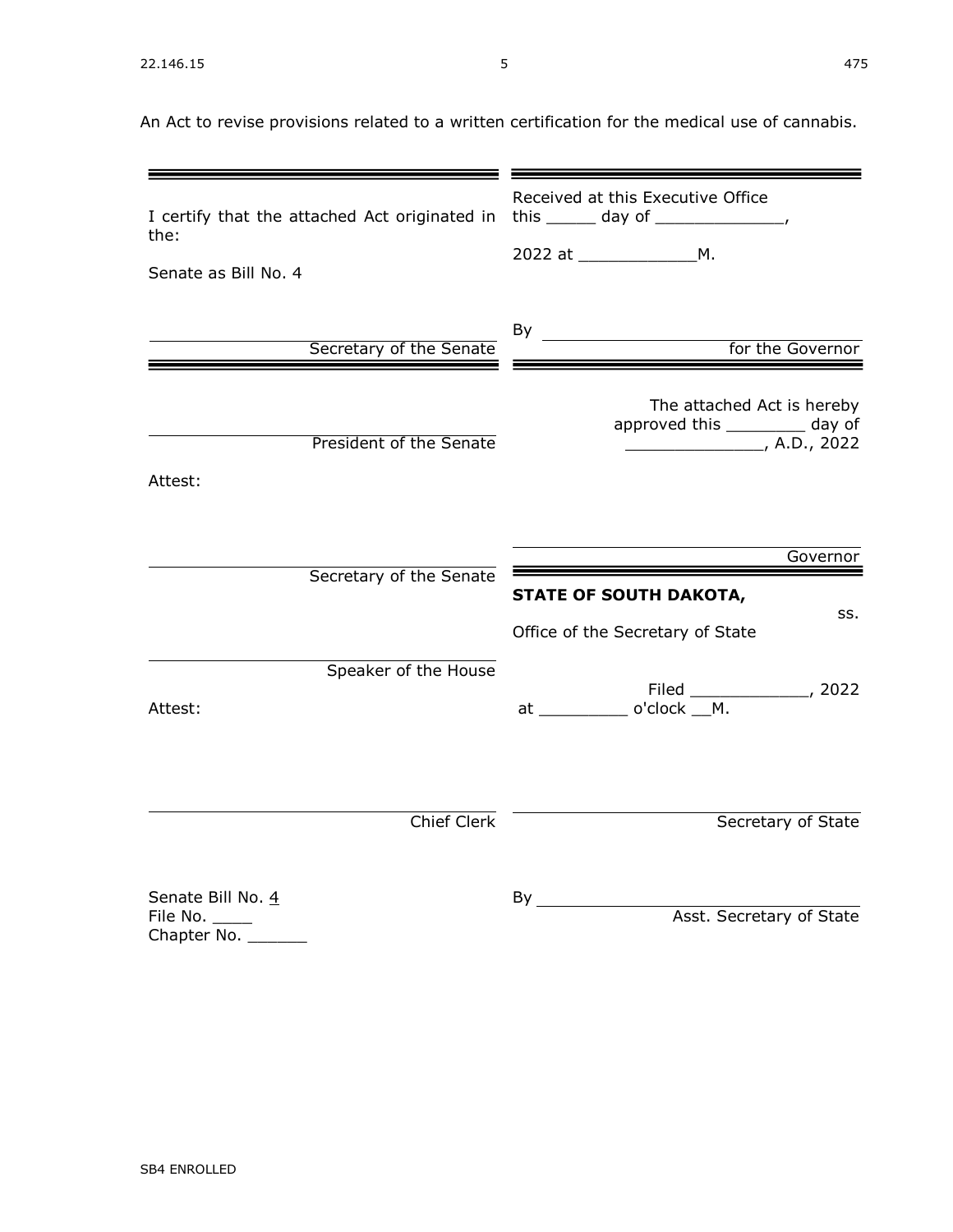An Act to revise provisions related to a written certification for the medical use of cannabis.

I certify that the attached Act originated in the:

Senate as Bill No. 4

\_\_\_\_\_\_\_\_\_\_\_\_\_\_\_\_\_\_\_\_\_\_\_\_\_\_\_\_\_\_
Secretary of the Senate

\_\_\_\_\_\_\_\_\_\_\_\_\_\_\_\_\_\_\_\_\_\_\_\_\_\_\_\_\_\_
President of the Senate

Attest:

\_\_\_\_\_\_\_\_\_\_\_\_\_\_\_\_\_\_\_\_\_\_\_\_\_\_\_\_\_\_
Secretary of the Senate

\_\_\_\_\_\_\_\_\_\_\_\_\_\_\_\_\_\_\_\_\_\_\_\_\_\_\_\_\_\_
Speaker of the House

Attest:

\_\_\_\_\_\_\_\_\_\_\_\_\_\_\_\_\_\_\_\_\_\_\_\_\_\_\_\_\_\_
Chief Clerk

Senate Bill No. 4
File No. ____
Chapter No. ______

Received at this Executive Office this _____ day of _____________,

2022 at ____________M.

By \_\_\_\_\_\_\_\_\_\_\_\_\_\_\_\_\_\_\_\_\_\_\_\_\_\_\_\_\_\_
for the Governor

The attached Act is hereby approved this ________ day of ______________, A.D., 2022

\_\_\_\_\_\_\_\_\_\_\_\_\_\_\_\_\_\_\_\_\_\_\_\_\_\_\_\_\_\_
Governor

**STATE OF SOUTH DAKOTA,**
ss.
Office of the Secretary of State

Filed ____________, 2022 at _________ o'clock __M.

\_\_\_\_\_\_\_\_\_\_\_\_\_\_\_\_\_\_\_\_\_\_\_\_\_\_\_\_\_\_
Secretary of State

By \_\_\_\_\_\_\_\_\_\_\_\_\_\_\_\_\_\_\_\_\_\_\_\_\_\_\_\_\_\_
Asst. Secretary of State